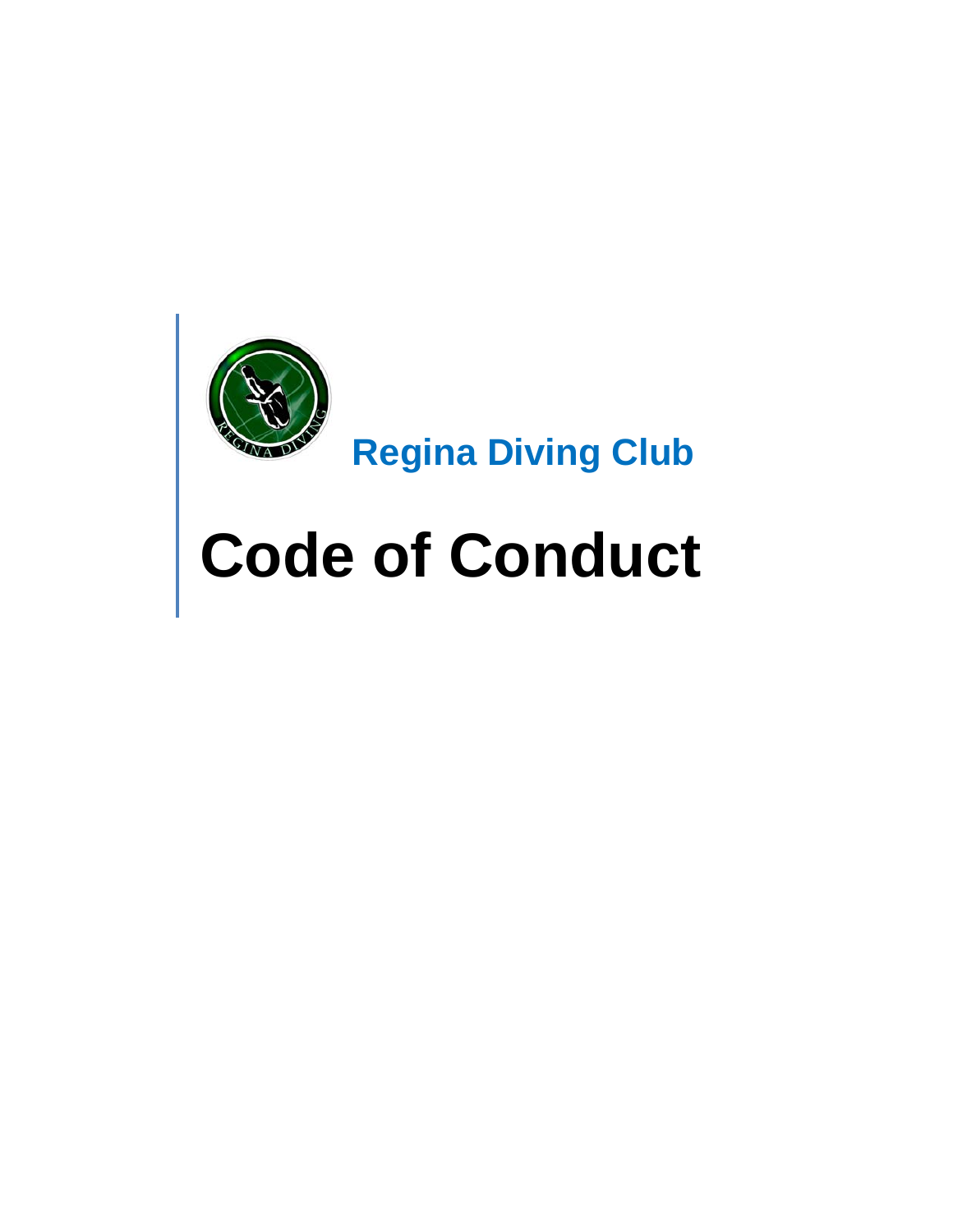Regina Diving Club

# Code of Conduct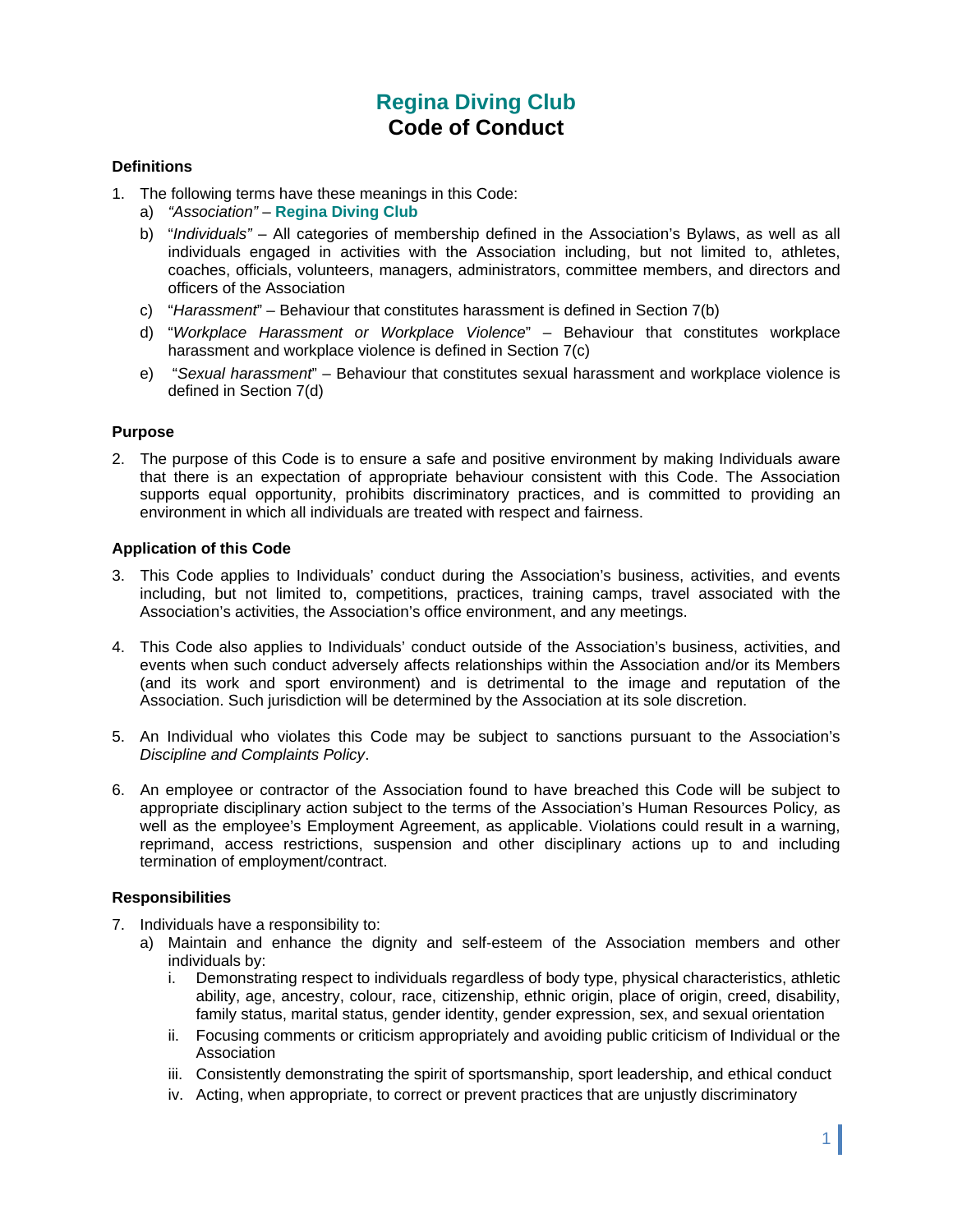# Regina Diving Club
# Code of Conduct

## Definitions

1. The following terms have these meanings in this Code:
   a) *"Association"* – **Regina Diving Club**
   b) "*Individuals"* – All categories of membership defined in the Association's Bylaws, as well as all individuals engaged in activities with the Association including, but not limited to, athletes, coaches, officials, volunteers, managers, administrators, committee members, and directors and officers of the Association
   c) "*Harassment*" – Behaviour that constitutes harassment is defined in Section 7(b)
   d) "*Workplace Harassment or Workplace Violence*" – Behaviour that constitutes workplace harassment and workplace violence is defined in Section 7(c)
   e) "*Sexual harassment*" – Behaviour that constitutes sexual harassment and workplace violence is defined in Section 7(d)

## Purpose

2. The purpose of this Code is to ensure a safe and positive environment by making Individuals aware that there is an expectation of appropriate behaviour consistent with this Code. The Association supports equal opportunity, prohibits discriminatory practices, and is committed to providing an environment in which all individuals are treated with respect and fairness.

## Application of this Code

3. This Code applies to Individuals' conduct during the Association's business, activities, and events including, but not limited to, competitions, practices, training camps, travel associated with the Association's activities, the Association's office environment, and any meetings.

4. This Code also applies to Individuals' conduct outside of the Association's business, activities, and events when such conduct adversely affects relationships within the Association and/or its Members (and its work and sport environment) and is detrimental to the image and reputation of the Association. Such jurisdiction will be determined by the Association at its sole discretion.

5. An Individual who violates this Code may be subject to sanctions pursuant to the Association's *Discipline and Complaints Policy*.

6. An employee or contractor of the Association found to have breached this Code will be subject to appropriate disciplinary action subject to the terms of the Association's Human Resources Policy, as well as the employee's Employment Agreement, as applicable. Violations could result in a warning, reprimand, access restrictions, suspension and other disciplinary actions up to and including termination of employment/contract.

## Responsibilities

7. Individuals have a responsibility to:
   a) Maintain and enhance the dignity and self-esteem of the Association members and other individuals by:
      i. Demonstrating respect to individuals regardless of body type, physical characteristics, athletic ability, age, ancestry, colour, race, citizenship, ethnic origin, place of origin, creed, disability, family status, marital status, gender identity, gender expression, sex, and sexual orientation
      ii. Focusing comments or criticism appropriately and avoiding public criticism of Individual or the Association
      iii. Consistently demonstrating the spirit of sportsmanship, sport leadership, and ethical conduct
      iv. Acting, when appropriate, to correct or prevent practices that are unjustly discriminatory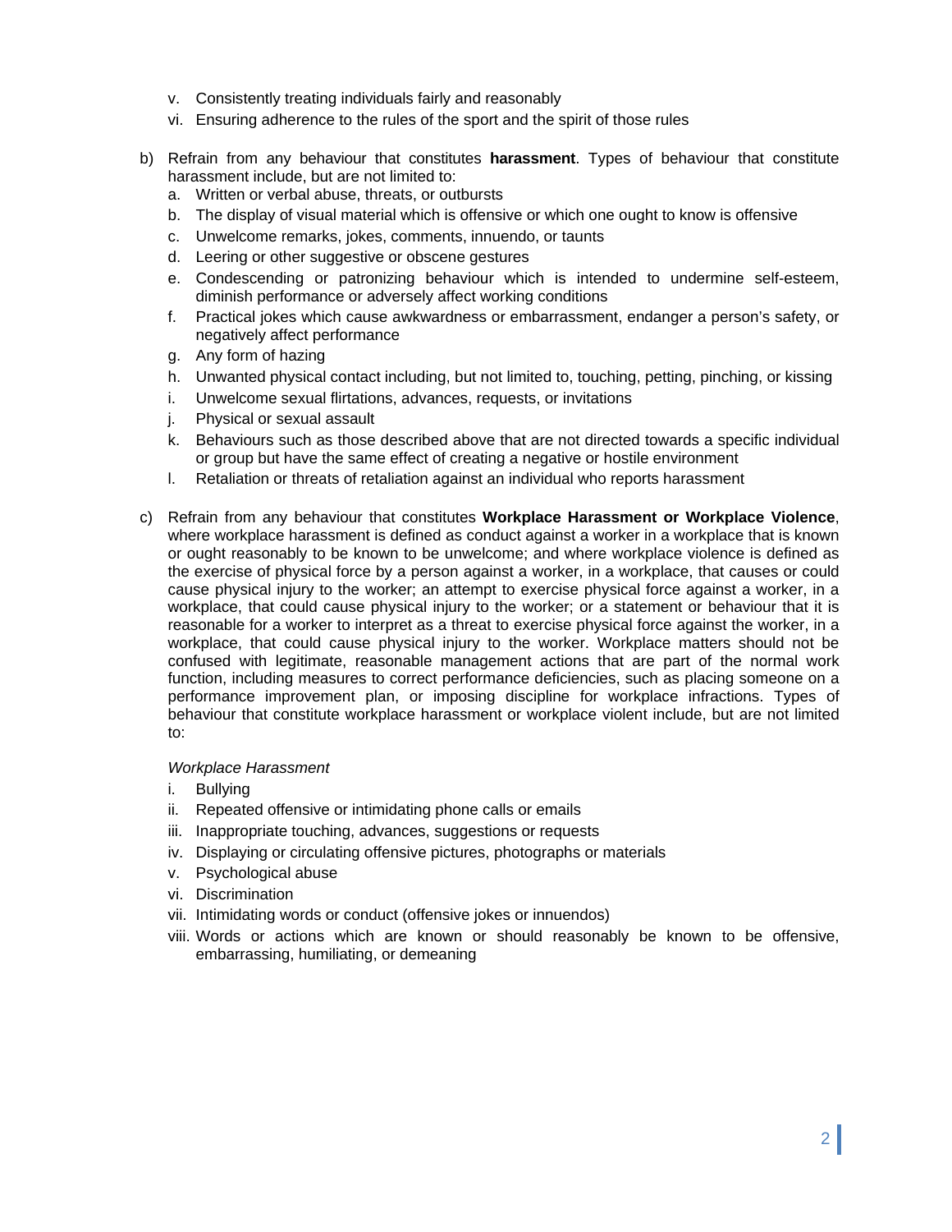v. Consistently treating individuals fairly and reasonably
vi. Ensuring adherence to the rules of the sport and the spirit of those rules

b) Refrain from any behaviour that constitutes **harassment**. Types of behaviour that constitute harassment include, but are not limited to:
   a. Written or verbal abuse, threats, or outbursts
   b. The display of visual material which is offensive or which one ought to know is offensive
   c. Unwelcome remarks, jokes, comments, innuendo, or taunts
   d. Leering or other suggestive or obscene gestures
   e. Condescending or patronizing behaviour which is intended to undermine self-esteem, diminish performance or adversely affect working conditions
   f. Practical jokes which cause awkwardness or embarrassment, endanger a person's safety, or negatively affect performance
   g. Any form of hazing
   h. Unwanted physical contact including, but not limited to, touching, petting, pinching, or kissing
   i. Unwelcome sexual flirtations, advances, requests, or invitations
   j. Physical or sexual assault
   k. Behaviours such as those described above that are not directed towards a specific individual or group but have the same effect of creating a negative or hostile environment
   l. Retaliation or threats of retaliation against an individual who reports harassment

c) Refrain from any behaviour that constitutes **Workplace Harassment or Workplace Violence**, where workplace harassment is defined as conduct against a worker in a workplace that is known or ought reasonably to be known to be unwelcome; and where workplace violence is defined as the exercise of physical force by a person against a worker, in a workplace, that causes or could cause physical injury to the worker; an attempt to exercise physical force against a worker, in a workplace, that could cause physical injury to the worker; or a statement or behaviour that it is reasonable for a worker to interpret as a threat to exercise physical force against the worker, in a workplace, that could cause physical injury to the worker. Workplace matters should not be confused with legitimate, reasonable management actions that are part of the normal work function, including measures to correct performance deficiencies, such as placing someone on a performance improvement plan, or imposing discipline for workplace infractions. Types of behaviour that constitute workplace harassment or workplace violent include, but are not limited to:

   *Workplace Harassment*

   i. Bullying
   ii. Repeated offensive or intimidating phone calls or emails
   iii. Inappropriate touching, advances, suggestions or requests
   iv. Displaying or circulating offensive pictures, photographs or materials
   v. Psychological abuse
   vi. Discrimination
   vii. Intimidating words or conduct (offensive jokes or innuendos)
   viii. Words or actions which are known or should reasonably be known to be offensive, embarrassing, humiliating, or demeaning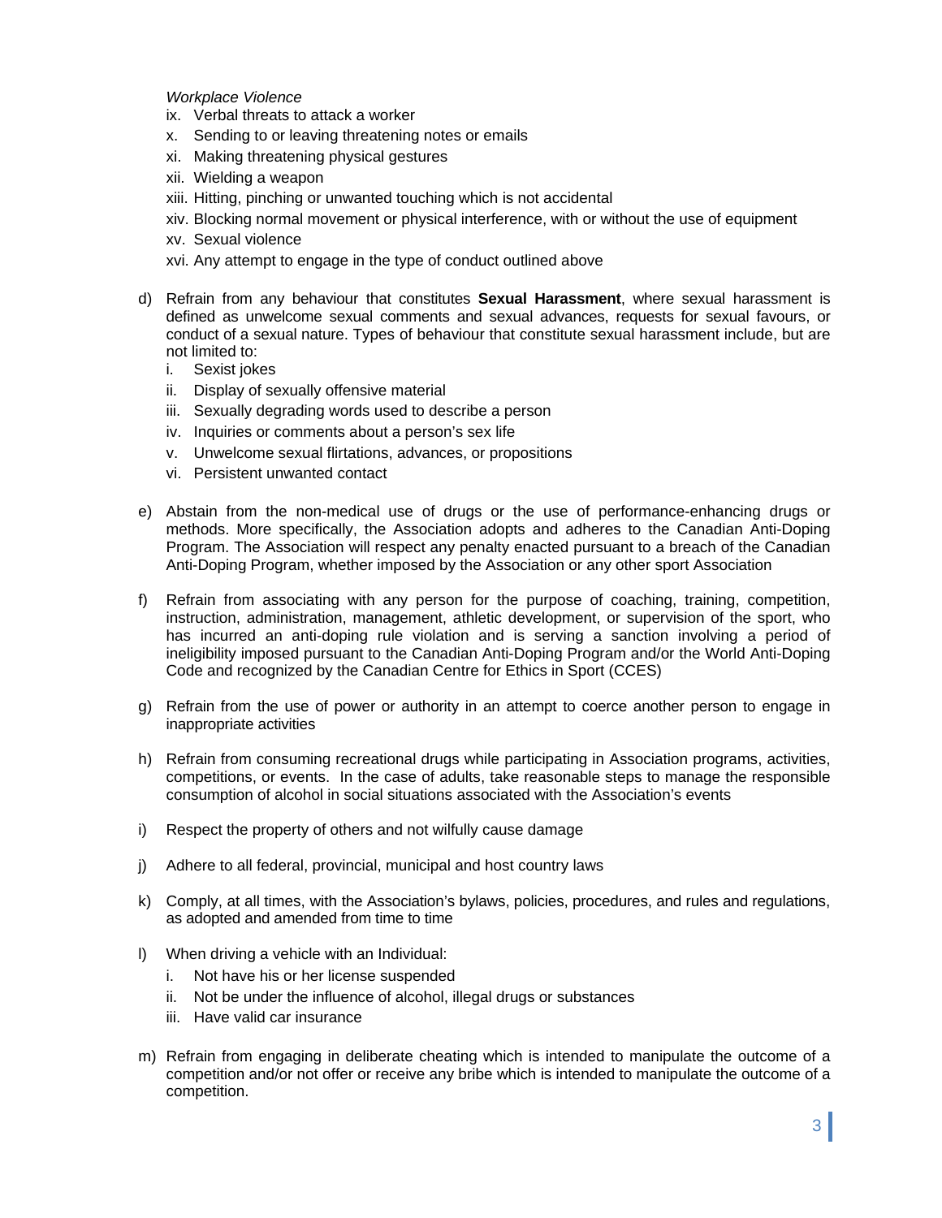*Workplace Violence*

ix. Verbal threats to attack a worker
x. Sending to or leaving threatening notes or emails
xi. Making threatening physical gestures
xii. Wielding a weapon
xiii. Hitting, pinching or unwanted touching which is not accidental
xiv. Blocking normal movement or physical interference, with or without the use of equipment
xv. Sexual violence
xvi. Any attempt to engage in the type of conduct outlined above

d) Refrain from any behaviour that constitutes **Sexual Harassment**, where sexual harassment is defined as unwelcome sexual comments and sexual advances, requests for sexual favours, or conduct of a sexual nature. Types of behaviour that constitute sexual harassment include, but are not limited to:
   i. Sexist jokes
   ii. Display of sexually offensive material
   iii. Sexually degrading words used to describe a person
   iv. Inquiries or comments about a person's sex life
   v. Unwelcome sexual flirtations, advances, or propositions
   vi. Persistent unwanted contact

e) Abstain from the non-medical use of drugs or the use of performance-enhancing drugs or methods. More specifically, the Association adopts and adheres to the Canadian Anti-Doping Program. The Association will respect any penalty enacted pursuant to a breach of the Canadian Anti-Doping Program, whether imposed by the Association or any other sport Association

f) Refrain from associating with any person for the purpose of coaching, training, competition, instruction, administration, management, athletic development, or supervision of the sport, who has incurred an anti-doping rule violation and is serving a sanction involving a period of ineligibility imposed pursuant to the Canadian Anti-Doping Program and/or the World Anti-Doping Code and recognized by the Canadian Centre for Ethics in Sport (CCES)

g) Refrain from the use of power or authority in an attempt to coerce another person to engage in inappropriate activities

h) Refrain from consuming recreational drugs while participating in Association programs, activities, competitions, or events. In the case of adults, take reasonable steps to manage the responsible consumption of alcohol in social situations associated with the Association's events

i) Respect the property of others and not wilfully cause damage

j) Adhere to all federal, provincial, municipal and host country laws

k) Comply, at all times, with the Association's bylaws, policies, procedures, and rules and regulations, as adopted and amended from time to time

l) When driving a vehicle with an Individual:
   i. Not have his or her license suspended
   ii. Not be under the influence of alcohol, illegal drugs or substances
   iii. Have valid car insurance

m) Refrain from engaging in deliberate cheating which is intended to manipulate the outcome of a competition and/or not offer or receive any bribe which is intended to manipulate the outcome of a competition.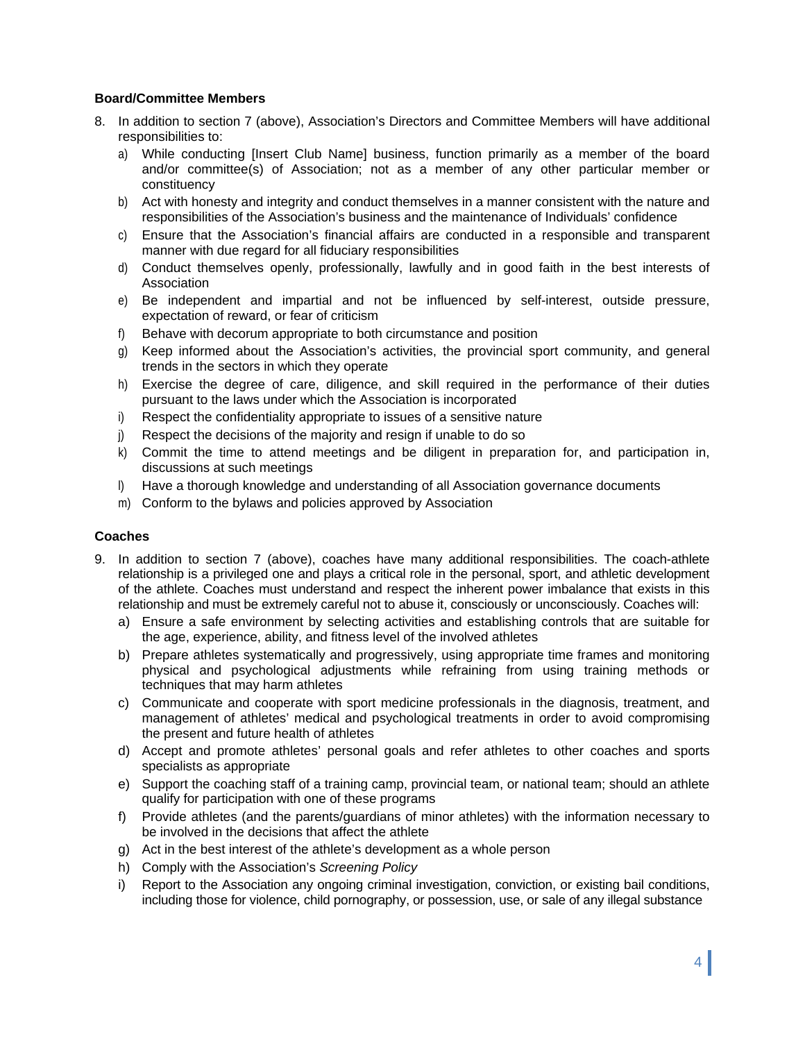**Board/Committee Members**

8. In addition to section 7 (above), Association's Directors and Committee Members will have additional responsibilities to:
   a) While conducting [Insert Club Name] business, function primarily as a member of the board and/or committee(s) of Association; not as a member of any other particular member or constituency
   b) Act with honesty and integrity and conduct themselves in a manner consistent with the nature and responsibilities of the Association's business and the maintenance of Individuals' confidence
   c) Ensure that the Association's financial affairs are conducted in a responsible and transparent manner with due regard for all fiduciary responsibilities
   d) Conduct themselves openly, professionally, lawfully and in good faith in the best interests of Association
   e) Be independent and impartial and not be influenced by self-interest, outside pressure, expectation of reward, or fear of criticism
   f) Behave with decorum appropriate to both circumstance and position
   g) Keep informed about the Association's activities, the provincial sport community, and general trends in the sectors in which they operate
   h) Exercise the degree of care, diligence, and skill required in the performance of their duties pursuant to the laws under which the Association is incorporated
   i) Respect the confidentiality appropriate to issues of a sensitive nature
   j) Respect the decisions of the majority and resign if unable to do so
   k) Commit the time to attend meetings and be diligent in preparation for, and participation in, discussions at such meetings
   l) Have a thorough knowledge and understanding of all Association governance documents
   m) Conform to the bylaws and policies approved by Association

**Coaches**

9. In addition to section 7 (above), coaches have many additional responsibilities. The coach-athlete relationship is a privileged one and plays a critical role in the personal, sport, and athletic development of the athlete. Coaches must understand and respect the inherent power imbalance that exists in this relationship and must be extremely careful not to abuse it, consciously or unconsciously. Coaches will:
   a) Ensure a safe environment by selecting activities and establishing controls that are suitable for the age, experience, ability, and fitness level of the involved athletes
   b) Prepare athletes systematically and progressively, using appropriate time frames and monitoring physical and psychological adjustments while refraining from using training methods or techniques that may harm athletes
   c) Communicate and cooperate with sport medicine professionals in the diagnosis, treatment, and management of athletes' medical and psychological treatments in order to avoid compromising the present and future health of athletes
   d) Accept and promote athletes' personal goals and refer athletes to other coaches and sports specialists as appropriate
   e) Support the coaching staff of a training camp, provincial team, or national team; should an athlete qualify for participation with one of these programs
   f) Provide athletes (and the parents/guardians of minor athletes) with the information necessary to be involved in the decisions that affect the athlete
   g) Act in the best interest of the athlete's development as a whole person
   h) Comply with the Association's *Screening Policy*
   i) Report to the Association any ongoing criminal investigation, conviction, or existing bail conditions, including those for violence, child pornography, or possession, use, or sale of any illegal substance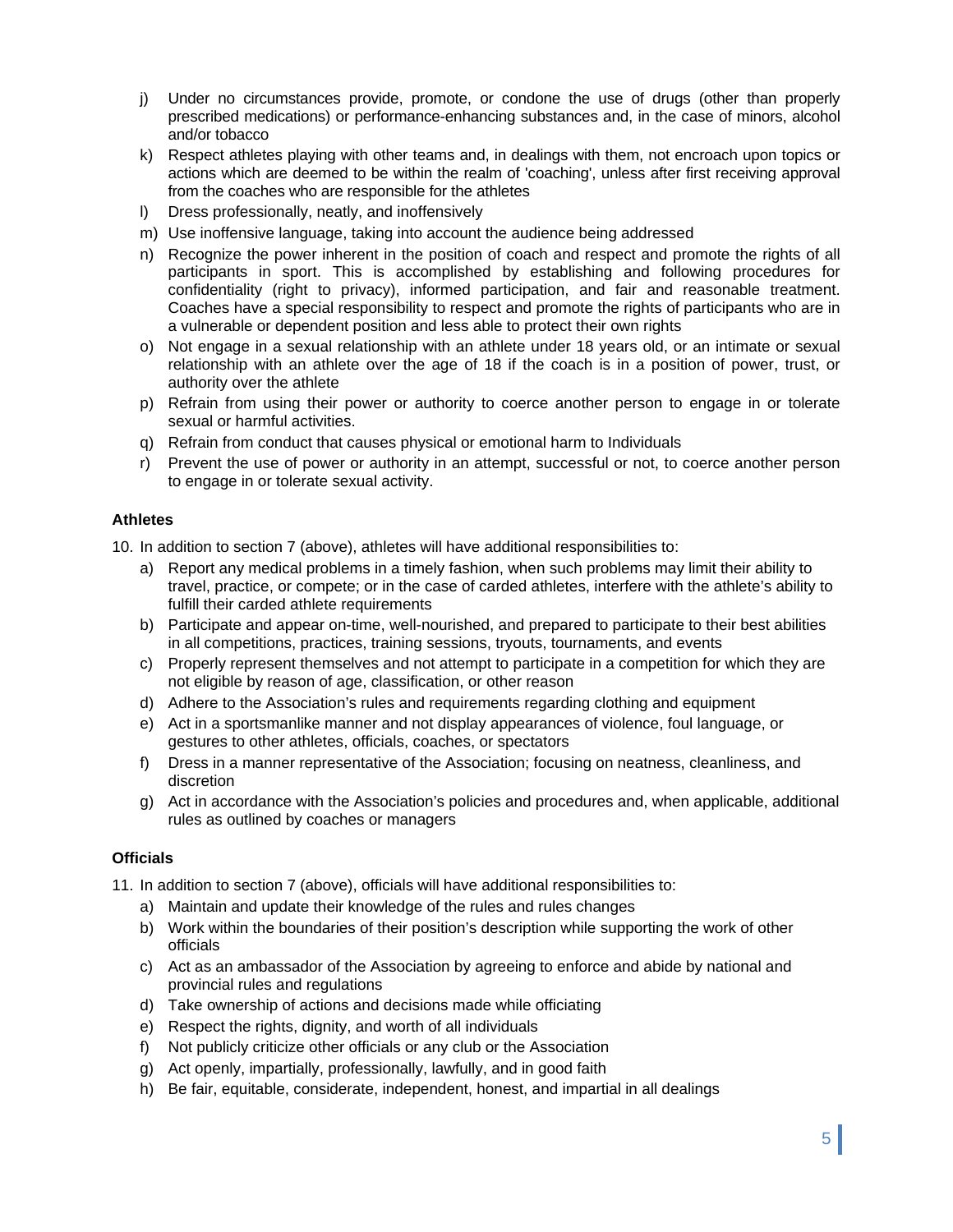j) Under no circumstances provide, promote, or condone the use of drugs (other than properly prescribed medications) or performance-enhancing substances and, in the case of minors, alcohol and/or tobacco
k) Respect athletes playing with other teams and, in dealings with them, not encroach upon topics or actions which are deemed to be within the realm of 'coaching', unless after first receiving approval from the coaches who are responsible for the athletes
l) Dress professionally, neatly, and inoffensively
m) Use inoffensive language, taking into account the audience being addressed
n) Recognize the power inherent in the position of coach and respect and promote the rights of all participants in sport. This is accomplished by establishing and following procedures for confidentiality (right to privacy), informed participation, and fair and reasonable treatment. Coaches have a special responsibility to respect and promote the rights of participants who are in a vulnerable or dependent position and less able to protect their own rights
o) Not engage in a sexual relationship with an athlete under 18 years old, or an intimate or sexual relationship with an athlete over the age of 18 if the coach is in a position of power, trust, or authority over the athlete
p) Refrain from using their power or authority to coerce another person to engage in or tolerate sexual or harmful activities.
q) Refrain from conduct that causes physical or emotional harm to Individuals
r) Prevent the use of power or authority in an attempt, successful or not, to coerce another person to engage in or tolerate sexual activity.

**Athletes**

10. In addition to section 7 (above), athletes will have additional responsibilities to:
    a) Report any medical problems in a timely fashion, when such problems may limit their ability to travel, practice, or compete; or in the case of carded athletes, interfere with the athlete's ability to fulfill their carded athlete requirements
    b) Participate and appear on-time, well-nourished, and prepared to participate to their best abilities in all competitions, practices, training sessions, tryouts, tournaments, and events
    c) Properly represent themselves and not attempt to participate in a competition for which they are not eligible by reason of age, classification, or other reason
    d) Adhere to the Association's rules and requirements regarding clothing and equipment
    e) Act in a sportsmanlike manner and not display appearances of violence, foul language, or gestures to other athletes, officials, coaches, or spectators
    f) Dress in a manner representative of the Association; focusing on neatness, cleanliness, and discretion
    g) Act in accordance with the Association's policies and procedures and, when applicable, additional rules as outlined by coaches or managers

**Officials**

11. In addition to section 7 (above), officials will have additional responsibilities to:
    a) Maintain and update their knowledge of the rules and rules changes
    b) Work within the boundaries of their position's description while supporting the work of other officials
    c) Act as an ambassador of the Association by agreeing to enforce and abide by national and provincial rules and regulations
    d) Take ownership of actions and decisions made while officiating
    e) Respect the rights, dignity, and worth of all individuals
    f) Not publicly criticize other officials or any club or the Association
    g) Act openly, impartially, professionally, lawfully, and in good faith
    h) Be fair, equitable, considerate, independent, honest, and impartial in all dealings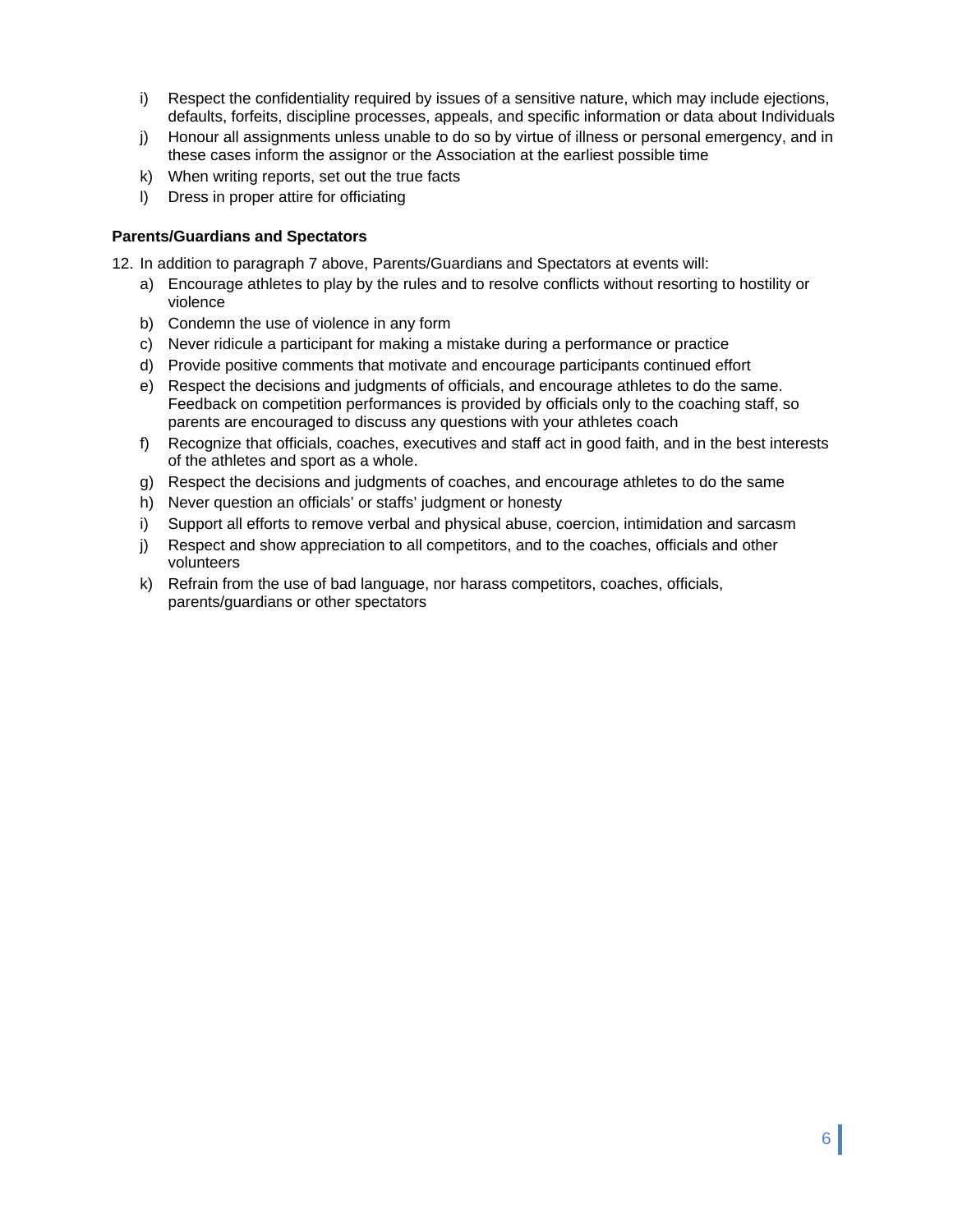i) Respect the confidentiality required by issues of a sensitive nature, which may include ejections, defaults, forfeits, discipline processes, appeals, and specific information or data about Individuals
j) Honour all assignments unless unable to do so by virtue of illness or personal emergency, and in these cases inform the assignor or the Association at the earliest possible time
k) When writing reports, set out the true facts
l) Dress in proper attire for officiating

**Parents/Guardians and Spectators**

12. In addition to paragraph 7 above, Parents/Guardians and Spectators at events will:
    a) Encourage athletes to play by the rules and to resolve conflicts without resorting to hostility or violence
    b) Condemn the use of violence in any form
    c) Never ridicule a participant for making a mistake during a performance or practice
    d) Provide positive comments that motivate and encourage participants continued effort
    e) Respect the decisions and judgments of officials, and encourage athletes to do the same. Feedback on competition performances is provided by officials only to the coaching staff, so parents are encouraged to discuss any questions with your athletes coach
    f) Recognize that officials, coaches, executives and staff act in good faith, and in the best interests of the athletes and sport as a whole.
    g) Respect the decisions and judgments of coaches, and encourage athletes to do the same
    h) Never question an officials' or staffs' judgment or honesty
    i) Support all efforts to remove verbal and physical abuse, coercion, intimidation and sarcasm
    j) Respect and show appreciation to all competitors, and to the coaches, officials and other volunteers
    k) Refrain from the use of bad language, nor harass competitors, coaches, officials, parents/guardians or other spectators